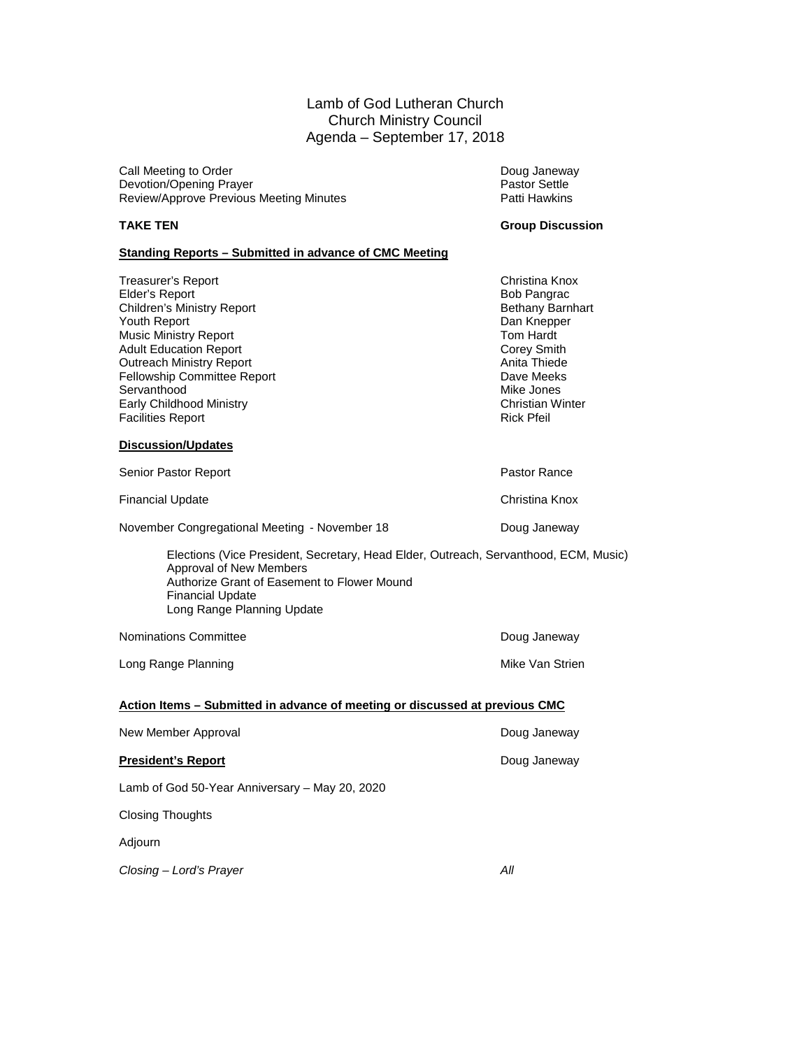# Lamb of God Lutheran Church
## Church Ministry Council
## Agenda – September 17, 2018

| | |
|---|---|
| Call Meeting to Order | Doug Janeway |
| Devotion/Opening Prayer | Pastor Settle |
| Review/Approve Previous Meeting Minutes | Patti Hawkins |

**TAKE TEN** — **Group Discussion**

**<u>Standing Reports – Submitted in advance of CMC Meeting</u>**

| | |
|---|---|
| Treasurer's Report | Christina Knox |
| Elder's Report | Bob Pangrac |
| Children's Ministry Report | Bethany Barnhart |
| Youth Report | Dan Knepper |
| Music Ministry Report | Tom Hardt |
| Adult Education Report | Corey Smith |
| Outreach Ministry Report | Anita Thiede |
| Fellowship Committee Report | Dave Meeks |
| Servanthood | Mike Jones |
| Early Childhood Ministry | Christian Winter |
| Facilities Report | Rick Pfeil |

**<u>Discussion/Updates</u>**

Senior Pastor Report — Pastor Rance

Financial Update — Christina Knox

November Congregational Meeting - November 18 — Doug Janeway

- Elections (Vice President, Secretary, Head Elder, Outreach, Servanthood, ECM, Music)
- Approval of New Members
- Authorize Grant of Easement to Flower Mound
- Financial Update
- Long Range Planning Update

Nominations Committee — Doug Janeway

Long Range Planning — Mike Van Strien

**<u>Action Items – Submitted in advance of meeting or discussed at previous CMC</u>**

New Member Approval — Doug Janeway

**<u>President's Report</u>** — Doug Janeway

Lamb of God 50-Year Anniversary – May 20, 2020

Closing Thoughts

Adjourn

*Closing – Lord's Prayer* — *All*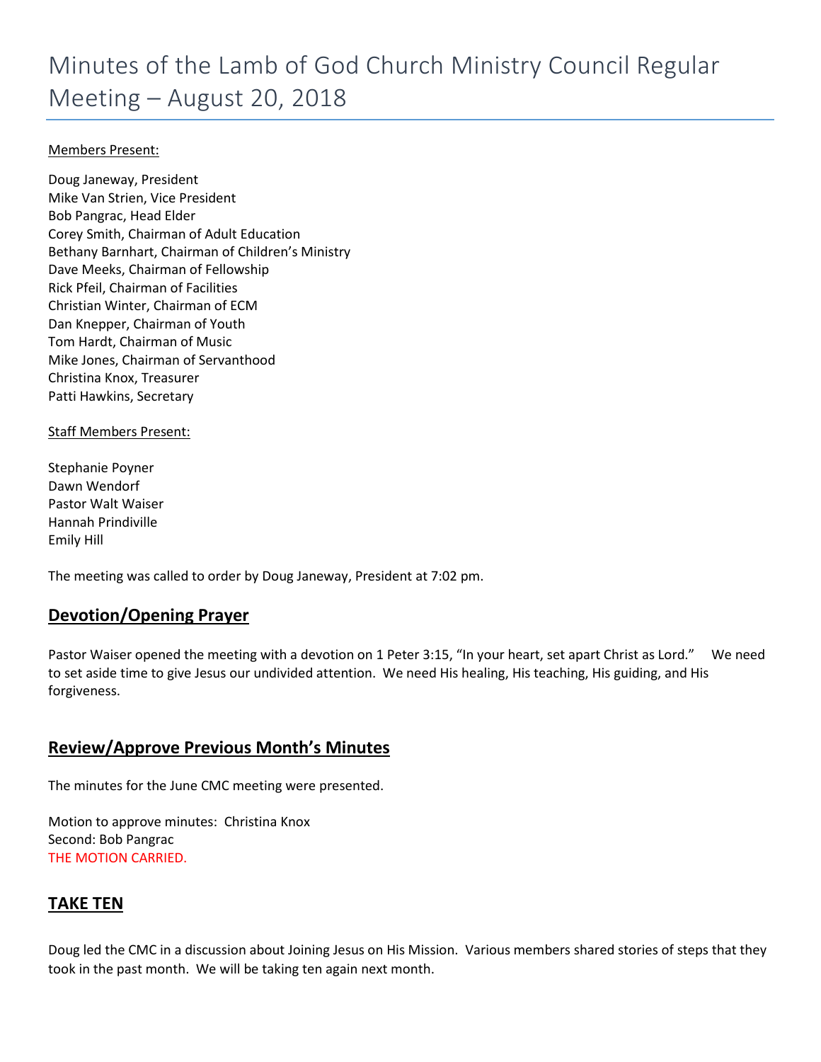# Minutes of the Lamb of God Church Ministry Council Regular Meeting – August 20, 2018

Members Present:

Doug Janeway, President
Mike Van Strien, Vice President
Bob Pangrac, Head Elder
Corey Smith, Chairman of Adult Education
Bethany Barnhart, Chairman of Children's Ministry
Dave Meeks, Chairman of Fellowship
Rick Pfeil, Chairman of Facilities
Christian Winter, Chairman of ECM
Dan Knepper, Chairman of Youth
Tom Hardt, Chairman of Music
Mike Jones, Chairman of Servanthood
Christina Knox, Treasurer
Patti Hawkins, Secretary

Staff Members Present:

Stephanie Poyner
Dawn Wendorf
Pastor Walt Waiser
Hannah Prindiville
Emily Hill

The meeting was called to order by Doug Janeway, President at 7:02 pm.

## Devotion/Opening Prayer

Pastor Waiser opened the meeting with a devotion on 1 Peter 3:15, "In your heart, set apart Christ as Lord." We need to set aside time to give Jesus our undivided attention. We need His healing, His teaching, His guiding, and His forgiveness.

## Review/Approve Previous Month's Minutes

The minutes for the June CMC meeting were presented.

Motion to approve minutes: Christina Knox
Second: Bob Pangrac
THE MOTION CARRIED.

## TAKE TEN

Doug led the CMC in a discussion about Joining Jesus on His Mission. Various members shared stories of steps that they took in the past month. We will be taking ten again next month.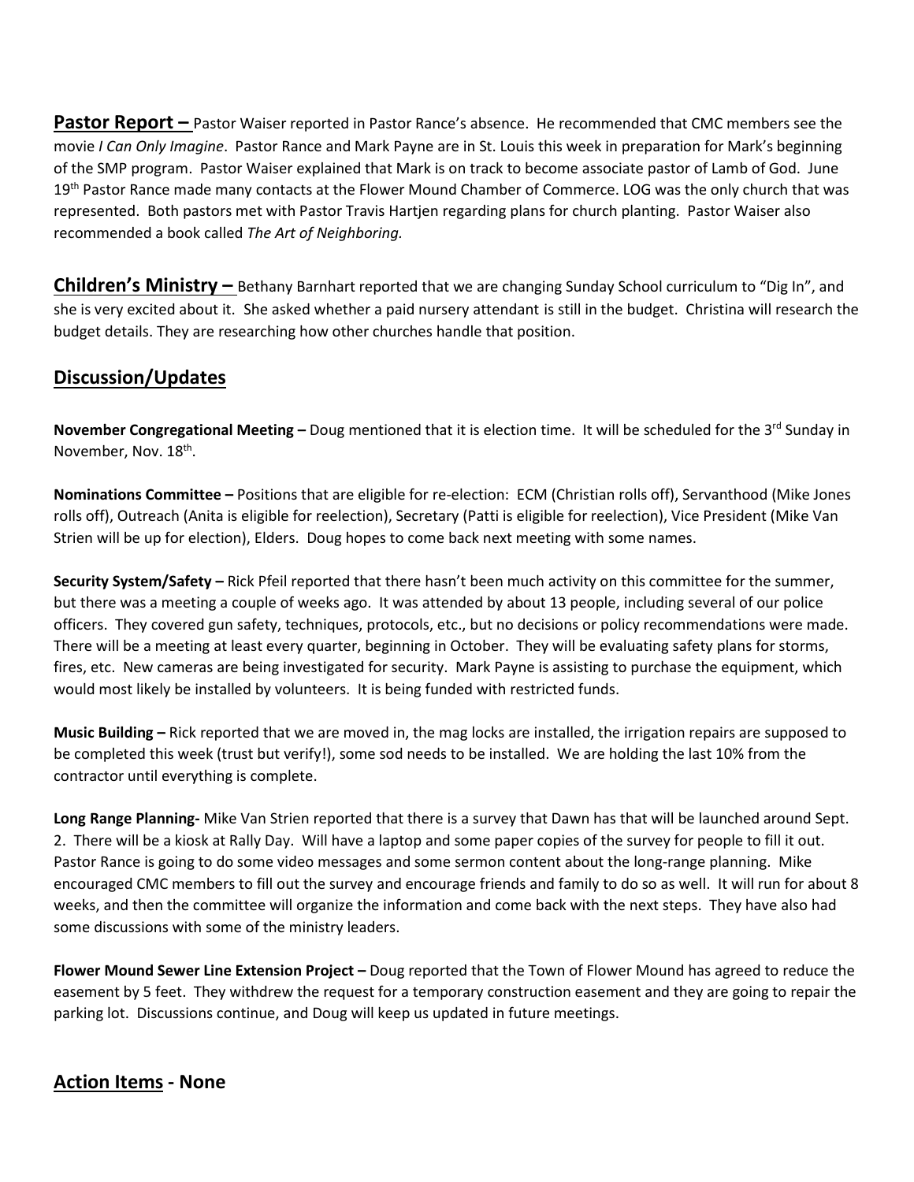**Pastor Report –** Pastor Waiser reported in Pastor Rance's absence. He recommended that CMC members see the movie *I Can Only Imagine*. Pastor Rance and Mark Payne are in St. Louis this week in preparation for Mark's beginning of the SMP program. Pastor Waiser explained that Mark is on track to become associate pastor of Lamb of God. June 19th Pastor Rance made many contacts at the Flower Mound Chamber of Commerce. LOG was the only church that was represented. Both pastors met with Pastor Travis Hartjen regarding plans for church planting. Pastor Waiser also recommended a book called *The Art of Neighboring.*

**Children's Ministry –** Bethany Barnhart reported that we are changing Sunday School curriculum to "Dig In", and she is very excited about it. She asked whether a paid nursery attendant is still in the budget. Christina will research the budget details. They are researching how other churches handle that position.

## Discussion/Updates

**November Congregational Meeting –** Doug mentioned that it is election time. It will be scheduled for the 3rd Sunday in November, Nov. 18th.

**Nominations Committee –** Positions that are eligible for re-election: ECM (Christian rolls off), Servanthood (Mike Jones rolls off), Outreach (Anita is eligible for reelection), Secretary (Patti is eligible for reelection), Vice President (Mike Van Strien will be up for election), Elders. Doug hopes to come back next meeting with some names.

**Security System/Safety –** Rick Pfeil reported that there hasn't been much activity on this committee for the summer, but there was a meeting a couple of weeks ago. It was attended by about 13 people, including several of our police officers. They covered gun safety, techniques, protocols, etc., but no decisions or policy recommendations were made. There will be a meeting at least every quarter, beginning in October. They will be evaluating safety plans for storms, fires, etc. New cameras are being investigated for security. Mark Payne is assisting to purchase the equipment, which would most likely be installed by volunteers. It is being funded with restricted funds.

**Music Building –** Rick reported that we are moved in, the mag locks are installed, the irrigation repairs are supposed to be completed this week (trust but verify!), some sod needs to be installed. We are holding the last 10% from the contractor until everything is complete.

**Long Range Planning-** Mike Van Strien reported that there is a survey that Dawn has that will be launched around Sept. 2. There will be a kiosk at Rally Day. Will have a laptop and some paper copies of the survey for people to fill it out. Pastor Rance is going to do some video messages and some sermon content about the long-range planning. Mike encouraged CMC members to fill out the survey and encourage friends and family to do so as well. It will run for about 8 weeks, and then the committee will organize the information and come back with the next steps. They have also had some discussions with some of the ministry leaders.

**Flower Mound Sewer Line Extension Project –** Doug reported that the Town of Flower Mound has agreed to reduce the easement by 5 feet. They withdrew the request for a temporary construction easement and they are going to repair the parking lot. Discussions continue, and Doug will keep us updated in future meetings.

## Action Items - None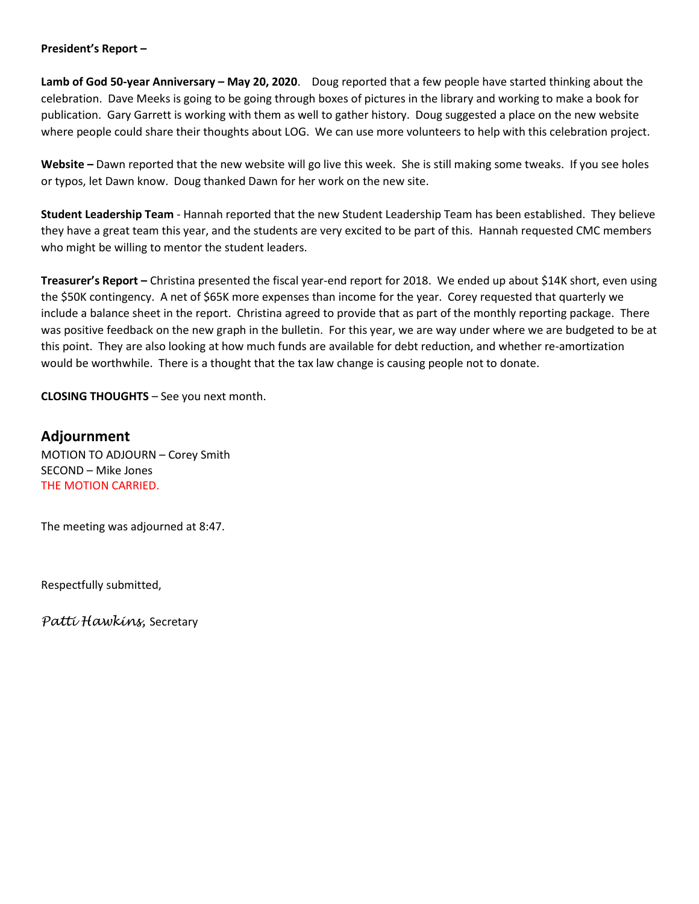**President's Report –**

**Lamb of God 50-year Anniversary – May 20, 2020**. Doug reported that a few people have started thinking about the celebration. Dave Meeks is going to be going through boxes of pictures in the library and working to make a book for publication. Gary Garrett is working with them as well to gather history. Doug suggested a place on the new website where people could share their thoughts about LOG. We can use more volunteers to help with this celebration project.

**Website –** Dawn reported that the new website will go live this week. She is still making some tweaks. If you see holes or typos, let Dawn know. Doug thanked Dawn for her work on the new site.

**Student Leadership Team** - Hannah reported that the new Student Leadership Team has been established. They believe they have a great team this year, and the students are very excited to be part of this. Hannah requested CMC members who might be willing to mentor the student leaders.

**Treasurer's Report –** Christina presented the fiscal year-end report for 2018. We ended up about $14K short, even using the $50K contingency. A net of $65K more expenses than income for the year. Corey requested that quarterly we include a balance sheet in the report. Christina agreed to provide that as part of the monthly reporting package. There was positive feedback on the new graph in the bulletin. For this year, we are way under where we are budgeted to be at this point. They are also looking at how much funds are available for debt reduction, and whether re-amortization would be worthwhile. There is a thought that the tax law change is causing people not to donate.

**CLOSING THOUGHTS** – See you next month.

## Adjournment

MOTION TO ADJOURN – Corey Smith
SECOND – Mike Jones
THE MOTION CARRIED.

The meeting was adjourned at 8:47.

Respectfully submitted,

*Patti Hawkins*, Secretary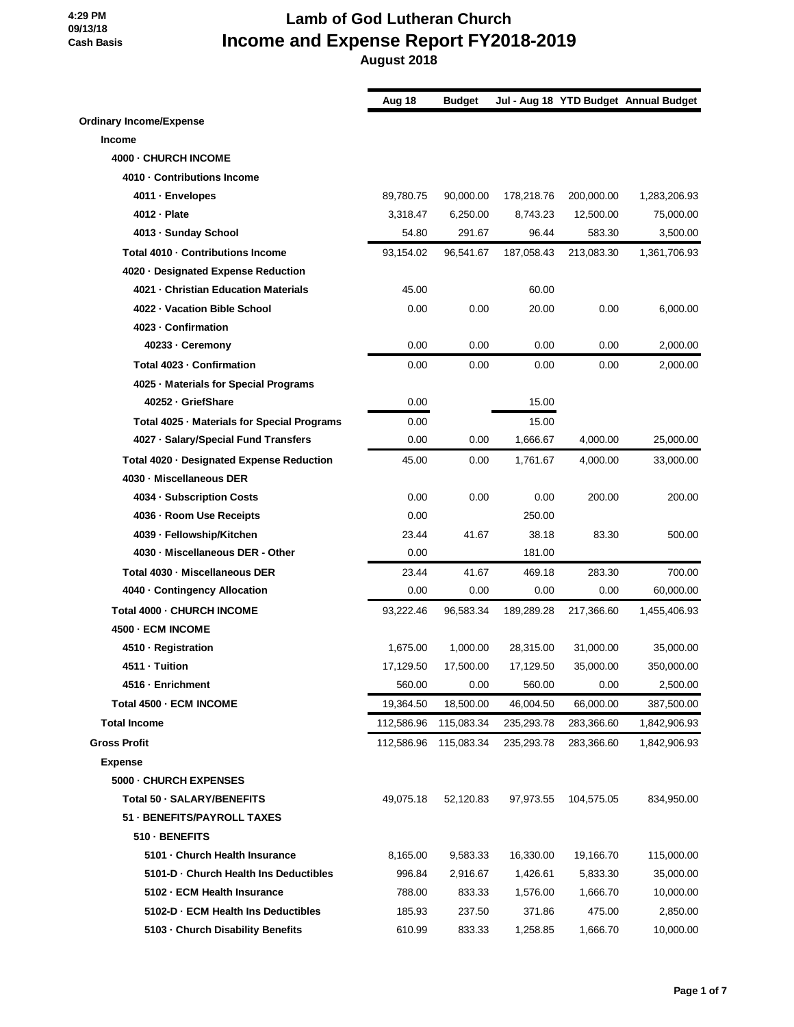4:29 PM
09/13/18
Cash Basis

# Lamb of God Lutheran Church
## Income and Expense Report FY2018-2019
### August 2018

| | Aug 18 | Budget | Jul - Aug 18 | YTD Budget | Annual Budget |
|---|---|---|---|---|---|
| **Ordinary Income/Expense** | | | | | |
| **Income** | | | | | |
| **4000 · CHURCH INCOME** | | | | | |
| **4010 · Contributions Income** | | | | | |
| **4011 · Envelopes** | 89,780.75 | 90,000.00 | 178,218.76 | 200,000.00 | 1,283,206.93 |
| **4012 · Plate** | 3,318.47 | 6,250.00 | 8,743.23 | 12,500.00 | 75,000.00 |
| **4013 · Sunday School** | 54.80 | 291.67 | 96.44 | 583.30 | 3,500.00 |
| **Total 4010 · Contributions Income** | 93,154.02 | 96,541.67 | 187,058.43 | 213,083.30 | 1,361,706.93 |
| **4020 · Designated Expense Reduction** | | | | | |
| **4021 · Christian Education Materials** | 45.00 | | 60.00 | | |
| **4022 · Vacation Bible School** | 0.00 | 0.00 | 20.00 | 0.00 | 6,000.00 |
| **4023 · Confirmation** | | | | | |
| **40233 · Ceremony** | 0.00 | 0.00 | 0.00 | 0.00 | 2,000.00 |
| **Total 4023 · Confirmation** | 0.00 | 0.00 | 0.00 | 0.00 | 2,000.00 |
| **4025 · Materials for Special Programs** | | | | | |
| **40252 · GriefShare** | 0.00 | | 15.00 | | |
| **Total 4025 · Materials for Special Programs** | 0.00 | | 15.00 | | |
| **4027 · Salary/Special Fund Transfers** | 0.00 | 0.00 | 1,666.67 | 4,000.00 | 25,000.00 |
| **Total 4020 · Designated Expense Reduction** | 45.00 | 0.00 | 1,761.67 | 4,000.00 | 33,000.00 |
| **4030 · Miscellaneous DER** | | | | | |
| **4034 · Subscription Costs** | 0.00 | 0.00 | 0.00 | 200.00 | 200.00 |
| **4036 · Room Use Receipts** | 0.00 | | 250.00 | | |
| **4039 · Fellowship/Kitchen** | 23.44 | 41.67 | 38.18 | 83.30 | 500.00 |
| **4030 · Miscellaneous DER - Other** | 0.00 | | 181.00 | | |
| **Total 4030 · Miscellaneous DER** | 23.44 | 41.67 | 469.18 | 283.30 | 700.00 |
| **4040 · Contingency Allocation** | 0.00 | 0.00 | 0.00 | 0.00 | 60,000.00 |
| **Total 4000 · CHURCH INCOME** | 93,222.46 | 96,583.34 | 189,289.28 | 217,366.60 | 1,455,406.93 |
| **4500 · ECM INCOME** | | | | | |
| **4510 · Registration** | 1,675.00 | 1,000.00 | 28,315.00 | 31,000.00 | 35,000.00 |
| **4511 · Tuition** | 17,129.50 | 17,500.00 | 17,129.50 | 35,000.00 | 350,000.00 |
| **4516 · Enrichment** | 560.00 | 0.00 | 560.00 | 0.00 | 2,500.00 |
| **Total 4500 · ECM INCOME** | 19,364.50 | 18,500.00 | 46,004.50 | 66,000.00 | 387,500.00 |
| **Total Income** | 112,586.96 | 115,083.34 | 235,293.78 | 283,366.60 | 1,842,906.93 |
| **Gross Profit** | 112,586.96 | 115,083.34 | 235,293.78 | 283,366.60 | 1,842,906.93 |
| **Expense** | | | | | |
| **5000 · CHURCH EXPENSES** | | | | | |
| **Total 50 · SALARY/BENEFITS** | 49,075.18 | 52,120.83 | 97,973.55 | 104,575.05 | 834,950.00 |
| **51 · BENEFITS/PAYROLL TAXES** | | | | | |
| **510 · BENEFITS** | | | | | |
| **5101 · Church Health Insurance** | 8,165.00 | 9,583.33 | 16,330.00 | 19,166.70 | 115,000.00 |
| **5101-D · Church Health Ins Deductibles** | 996.84 | 2,916.67 | 1,426.61 | 5,833.30 | 35,000.00 |
| **5102 · ECM Health Insurance** | 788.00 | 833.33 | 1,576.00 | 1,666.70 | 10,000.00 |
| **5102-D · ECM Health Ins Deductibles** | 185.93 | 237.50 | 371.86 | 475.00 | 2,850.00 |
| **5103 · Church Disability Benefits** | 610.99 | 833.33 | 1,258.85 | 1,666.70 | 10,000.00 |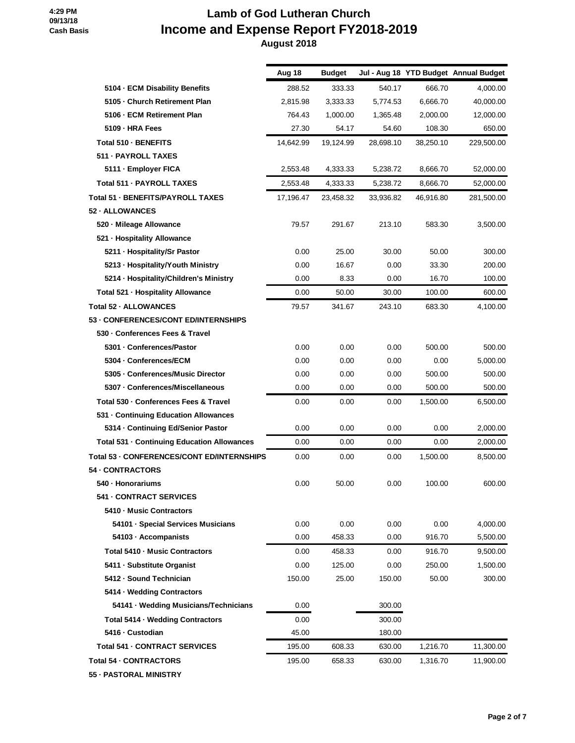# Lamb of God Lutheran Church

## Income and Expense Report FY2018-2019

### August 2018

4:29 PM
09/13/18
Cash Basis

| | Aug 18 | Budget | Jul - Aug 18 | YTD Budget | Annual Budget |
|---|---|---|---|---|---|
| 5104 · ECM Disability Benefits | 288.52 | 333.33 | 540.17 | 666.70 | 4,000.00 |
| 5105 · Church Retirement Plan | 2,815.98 | 3,333.33 | 5,774.53 | 6,666.70 | 40,000.00 |
| 5106 · ECM Retirement Plan | 764.43 | 1,000.00 | 1,365.48 | 2,000.00 | 12,000.00 |
| 5109 · HRA Fees | 27.30 | 54.17 | 54.60 | 108.30 | 650.00 |
| Total 510 · BENEFITS | 14,642.99 | 19,124.99 | 28,698.10 | 38,250.10 | 229,500.00 |
| 511 · PAYROLL TAXES | | | | | |
| 5111 · Employer FICA | 2,553.48 | 4,333.33 | 5,238.72 | 8,666.70 | 52,000.00 |
| Total 511 · PAYROLL TAXES | 2,553.48 | 4,333.33 | 5,238.72 | 8,666.70 | 52,000.00 |
| Total 51 · BENEFITS/PAYROLL TAXES | 17,196.47 | 23,458.32 | 33,936.82 | 46,916.80 | 281,500.00 |
| 52 · ALLOWANCES | | | | | |
| 520 · Mileage Allowance | 79.57 | 291.67 | 213.10 | 583.30 | 3,500.00 |
| 521 · Hospitality Allowance | | | | | |
| 5211 · Hospitality/Sr Pastor | 0.00 | 25.00 | 30.00 | 50.00 | 300.00 |
| 5213 · Hospitality/Youth Ministry | 0.00 | 16.67 | 0.00 | 33.30 | 200.00 |
| 5214 · Hospitality/Children's Ministry | 0.00 | 8.33 | 0.00 | 16.70 | 100.00 |
| Total 521 · Hospitality Allowance | 0.00 | 50.00 | 30.00 | 100.00 | 600.00 |
| Total 52 · ALLOWANCES | 79.57 | 341.67 | 243.10 | 683.30 | 4,100.00 |
| 53 · CONFERENCES/CONT ED/INTERNSHIPS | | | | | |
| 530 · Conferences Fees & Travel | | | | | |
| 5301 · Conferences/Pastor | 0.00 | 0.00 | 0.00 | 500.00 | 500.00 |
| 5304 · Conferences/ECM | 0.00 | 0.00 | 0.00 | 0.00 | 5,000.00 |
| 5305 · Conferences/Music Director | 0.00 | 0.00 | 0.00 | 500.00 | 500.00 |
| 5307 · Conferences/Miscellaneous | 0.00 | 0.00 | 0.00 | 500.00 | 500.00 |
| Total 530 · Conferences Fees & Travel | 0.00 | 0.00 | 0.00 | 1,500.00 | 6,500.00 |
| 531 · Continuing Education Allowances | | | | | |
| 5314 · Continuing Ed/Senior Pastor | 0.00 | 0.00 | 0.00 | 0.00 | 2,000.00 |
| Total 531 · Continuing Education Allowances | 0.00 | 0.00 | 0.00 | 0.00 | 2,000.00 |
| Total 53 · CONFERENCES/CONT ED/INTERNSHIPS | 0.00 | 0.00 | 0.00 | 1,500.00 | 8,500.00 |
| 54 · CONTRACTORS | | | | | |
| 540 · Honorariums | 0.00 | 50.00 | 0.00 | 100.00 | 600.00 |
| 541 · CONTRACT SERVICES | | | | | |
| 5410 · Music Contractors | | | | | |
| 54101 · Special Services Musicians | 0.00 | 0.00 | 0.00 | 0.00 | 4,000.00 |
| 54103 · Accompanists | 0.00 | 458.33 | 0.00 | 916.70 | 5,500.00 |
| Total 5410 · Music Contractors | 0.00 | 458.33 | 0.00 | 916.70 | 9,500.00 |
| 5411 · Substitute Organist | 0.00 | 125.00 | 0.00 | 250.00 | 1,500.00 |
| 5412 · Sound Technician | 150.00 | 25.00 | 150.00 | 50.00 | 300.00 |
| 5414 · Wedding Contractors | | | | | |
| 54141 · Wedding Musicians/Technicians | 0.00 | | 300.00 | | |
| Total 5414 · Wedding Contractors | 0.00 | | 300.00 | | |
| 5416 · Custodian | 45.00 | | 180.00 | | |
| Total 541 · CONTRACT SERVICES | 195.00 | 608.33 | 630.00 | 1,216.70 | 11,300.00 |
| Total 54 · CONTRACTORS | 195.00 | 658.33 | 630.00 | 1,316.70 | 11,900.00 |
| 55 · PASTORAL MINISTRY | | | | | |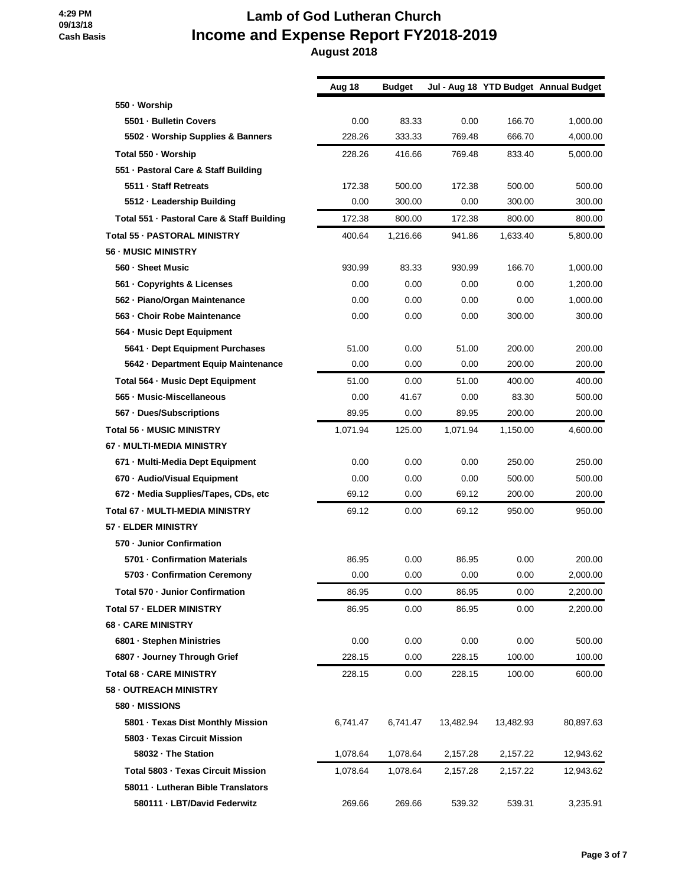# Lamb of God Lutheran Church

# Income and Expense Report FY2018-2019

## August 2018

4:29 PM
09/13/18
Cash Basis

| | Aug 18 | Budget | Jul - Aug 18 | YTD Budget | Annual Budget |
|---|---|---|---|---|---|
| 550 · Worship | | | | | |
| 5501 · Bulletin Covers | 0.00 | 83.33 | 0.00 | 166.70 | 1,000.00 |
| 5502 · Worship Supplies & Banners | 228.26 | 333.33 | 769.48 | 666.70 | 4,000.00 |
| Total 550 · Worship | 228.26 | 416.66 | 769.48 | 833.40 | 5,000.00 |
| 551 · Pastoral Care & Staff Building | | | | | |
| 5511 · Staff Retreats | 172.38 | 500.00 | 172.38 | 500.00 | 500.00 |
| 5512 · Leadership Building | 0.00 | 300.00 | 0.00 | 300.00 | 300.00 |
| Total 551 · Pastoral Care & Staff Building | 172.38 | 800.00 | 172.38 | 800.00 | 800.00 |
| Total 55 · PASTORAL MINISTRY | 400.64 | 1,216.66 | 941.86 | 1,633.40 | 5,800.00 |
| 56 · MUSIC MINISTRY | | | | | |
| 560 · Sheet Music | 930.99 | 83.33 | 930.99 | 166.70 | 1,000.00 |
| 561 · Copyrights & Licenses | 0.00 | 0.00 | 0.00 | 0.00 | 1,200.00 |
| 562 · Piano/Organ Maintenance | 0.00 | 0.00 | 0.00 | 0.00 | 1,000.00 |
| 563 · Choir Robe Maintenance | 0.00 | 0.00 | 0.00 | 300.00 | 300.00 |
| 564 · Music Dept Equipment | | | | | |
| 5641 · Dept Equipment Purchases | 51.00 | 0.00 | 51.00 | 200.00 | 200.00 |
| 5642 · Department Equip Maintenance | 0.00 | 0.00 | 0.00 | 200.00 | 200.00 |
| Total 564 · Music Dept Equipment | 51.00 | 0.00 | 51.00 | 400.00 | 400.00 |
| 565 · Music-Miscellaneous | 0.00 | 41.67 | 0.00 | 83.30 | 500.00 |
| 567 · Dues/Subscriptions | 89.95 | 0.00 | 89.95 | 200.00 | 200.00 |
| Total 56 · MUSIC MINISTRY | 1,071.94 | 125.00 | 1,071.94 | 1,150.00 | 4,600.00 |
| 67 · MULTI-MEDIA MINISTRY | | | | | |
| 671 · Multi-Media Dept Equipment | 0.00 | 0.00 | 0.00 | 250.00 | 250.00 |
| 670 · Audio/Visual Equipment | 0.00 | 0.00 | 0.00 | 500.00 | 500.00 |
| 672 · Media Supplies/Tapes, CDs, etc | 69.12 | 0.00 | 69.12 | 200.00 | 200.00 |
| Total 67 · MULTI-MEDIA MINISTRY | 69.12 | 0.00 | 69.12 | 950.00 | 950.00 |
| 57 · ELDER MINISTRY | | | | | |
| 570 · Junior Confirmation | | | | | |
| 5701 · Confirmation Materials | 86.95 | 0.00 | 86.95 | 0.00 | 200.00 |
| 5703 · Confirmation Ceremony | 0.00 | 0.00 | 0.00 | 0.00 | 2,000.00 |
| Total 570 · Junior Confirmation | 86.95 | 0.00 | 86.95 | 0.00 | 2,200.00 |
| Total 57 · ELDER MINISTRY | 86.95 | 0.00 | 86.95 | 0.00 | 2,200.00 |
| 68 · CARE MINISTRY | | | | | |
| 6801 · Stephen Ministries | 0.00 | 0.00 | 0.00 | 0.00 | 500.00 |
| 6807 · Journey Through Grief | 228.15 | 0.00 | 228.15 | 100.00 | 100.00 |
| Total 68 · CARE MINISTRY | 228.15 | 0.00 | 228.15 | 100.00 | 600.00 |
| 58 · OUTREACH MINISTRY | | | | | |
| 580 · MISSIONS | | | | | |
| 5801 · Texas Dist Monthly Mission | 6,741.47 | 6,741.47 | 13,482.94 | 13,482.93 | 80,897.63 |
| 5803 · Texas Circuit Mission | | | | | |
| 58032 · The Station | 1,078.64 | 1,078.64 | 2,157.28 | 2,157.22 | 12,943.62 |
| Total 5803 · Texas Circuit Mission | 1,078.64 | 1,078.64 | 2,157.28 | 2,157.22 | 12,943.62 |
| 58011 · Lutheran Bible Translators | | | | | |
| 580111 · LBT/David Federwitz | 269.66 | 269.66 | 539.32 | 539.31 | 3,235.91 |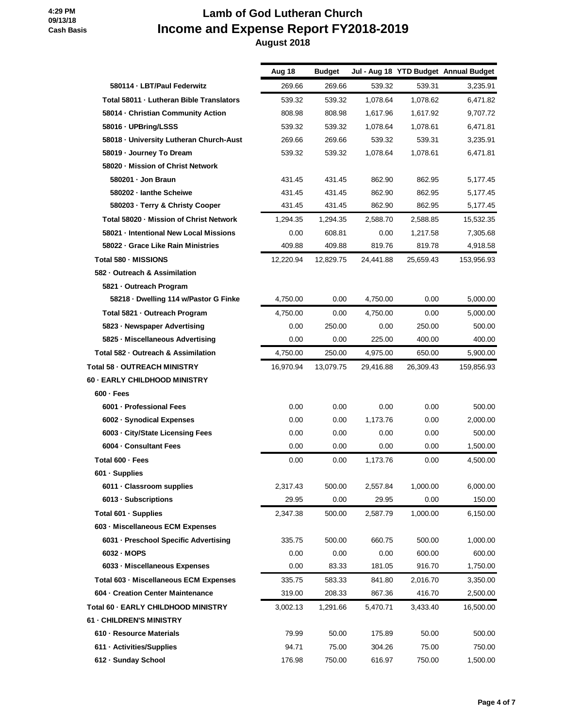# Lamb of God Lutheran Church

## Income and Expense Report FY2018-2019

### August 2018

4:29 PM
09/13/18
Cash Basis

| | Aug 18 | Budget | Jul - Aug 18 | YTD Budget | Annual Budget |
|---|---|---|---|---|---|
| 580114 · LBT/Paul Federwitz | 269.66 | 269.66 | 539.32 | 539.31 | 3,235.91 |
| Total 58011 · Lutheran Bible Translators | 539.32 | 539.32 | 1,078.64 | 1,078.62 | 6,471.82 |
| 58014 · Christian Community Action | 808.98 | 808.98 | 1,617.96 | 1,617.92 | 9,707.72 |
| 58016 · UPBring/LSSS | 539.32 | 539.32 | 1,078.64 | 1,078.61 | 6,471.81 |
| 58018 · University Lutheran Church-Aust | 269.66 | 269.66 | 539.32 | 539.31 | 3,235.91 |
| 58019 · Journey To Dream | 539.32 | 539.32 | 1,078.64 | 1,078.61 | 6,471.81 |
| 58020 · Mission of Christ Network | | | | | |
| 580201 · Jon Braun | 431.45 | 431.45 | 862.90 | 862.95 | 5,177.45 |
| 580202 · Ianthe Scheiwe | 431.45 | 431.45 | 862.90 | 862.95 | 5,177.45 |
| 580203 · Terry & Christy Cooper | 431.45 | 431.45 | 862.90 | 862.95 | 5,177.45 |
| Total 58020 · Mission of Christ Network | 1,294.35 | 1,294.35 | 2,588.70 | 2,588.85 | 15,532.35 |
| 58021 · Intentional New Local Missions | 0.00 | 608.81 | 0.00 | 1,217.58 | 7,305.68 |
| 58022 · Grace Like Rain Ministries | 409.88 | 409.88 | 819.76 | 819.78 | 4,918.58 |
| Total 580 · MISSIONS | 12,220.94 | 12,829.75 | 24,441.88 | 25,659.43 | 153,956.93 |
| 582 · Outreach & Assimilation | | | | | |
| 5821 · Outreach Program | | | | | |
| 58218 · Dwelling 114 w/Pastor G Finke | 4,750.00 | 0.00 | 4,750.00 | 0.00 | 5,000.00 |
| Total 5821 · Outreach Program | 4,750.00 | 0.00 | 4,750.00 | 0.00 | 5,000.00 |
| 5823 · Newspaper Advertising | 0.00 | 250.00 | 0.00 | 250.00 | 500.00 |
| 5825 · Miscellaneous Advertising | 0.00 | 0.00 | 225.00 | 400.00 | 400.00 |
| Total 582 · Outreach & Assimilation | 4,750.00 | 250.00 | 4,975.00 | 650.00 | 5,900.00 |
| Total 58 · OUTREACH MINISTRY | 16,970.94 | 13,079.75 | 29,416.88 | 26,309.43 | 159,856.93 |
| 60 · EARLY CHILDHOOD MINISTRY | | | | | |
| 600 · Fees | | | | | |
| 6001 · Professional Fees | 0.00 | 0.00 | 0.00 | 0.00 | 500.00 |
| 6002 · Synodical Expenses | 0.00 | 0.00 | 1,173.76 | 0.00 | 2,000.00 |
| 6003 · City/State Licensing Fees | 0.00 | 0.00 | 0.00 | 0.00 | 500.00 |
| 6004 · Consultant Fees | 0.00 | 0.00 | 0.00 | 0.00 | 1,500.00 |
| Total 600 · Fees | 0.00 | 0.00 | 1,173.76 | 0.00 | 4,500.00 |
| 601 · Supplies | | | | | |
| 6011 · Classroom supplies | 2,317.43 | 500.00 | 2,557.84 | 1,000.00 | 6,000.00 |
| 6013 · Subscriptions | 29.95 | 0.00 | 29.95 | 0.00 | 150.00 |
| Total 601 · Supplies | 2,347.38 | 500.00 | 2,587.79 | 1,000.00 | 6,150.00 |
| 603 · Miscellaneous ECM Expenses | | | | | |
| 6031 · Preschool Specific Advertising | 335.75 | 500.00 | 660.75 | 500.00 | 1,000.00 |
| 6032 · MOPS | 0.00 | 0.00 | 0.00 | 600.00 | 600.00 |
| 6033 · Miscellaneous Expenses | 0.00 | 83.33 | 181.05 | 916.70 | 1,750.00 |
| Total 603 · Miscellaneous ECM Expenses | 335.75 | 583.33 | 841.80 | 2,016.70 | 3,350.00 |
| 604 · Creation Center Maintenance | 319.00 | 208.33 | 867.36 | 416.70 | 2,500.00 |
| Total 60 · EARLY CHILDHOOD MINISTRY | 3,002.13 | 1,291.66 | 5,470.71 | 3,433.40 | 16,500.00 |
| 61 · CHILDREN'S MINISTRY | | | | | |
| 610 · Resource Materials | 79.99 | 50.00 | 175.89 | 50.00 | 500.00 |
| 611 · Activities/Supplies | 94.71 | 75.00 | 304.26 | 75.00 | 750.00 |
| 612 · Sunday School | 176.98 | 750.00 | 616.97 | 750.00 | 1,500.00 |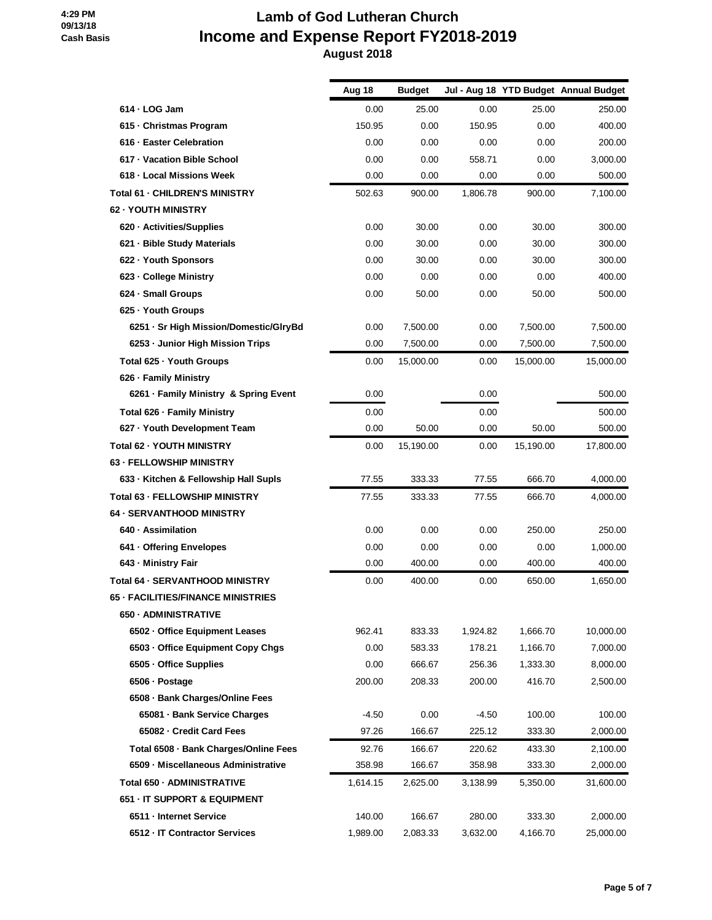# Lamb of God Lutheran Church

# Income and Expense Report FY2018-2019

**August 2018**

4:29 PM
09/13/18
Cash Basis

| | Aug 18 | Budget | Jul - Aug 18 | YTD Budget | Annual Budget |
|---|---|---|---|---|---|
| 614 · LOG Jam | 0.00 | 25.00 | 0.00 | 25.00 | 250.00 |
| 615 · Christmas Program | 150.95 | 0.00 | 150.95 | 0.00 | 400.00 |
| 616 · Easter Celebration | 0.00 | 0.00 | 0.00 | 0.00 | 200.00 |
| 617 · Vacation Bible School | 0.00 | 0.00 | 558.71 | 0.00 | 3,000.00 |
| 618 · Local Missions Week | 0.00 | 0.00 | 0.00 | 0.00 | 500.00 |
| Total 61 · CHILDREN'S MINISTRY | 502.63 | 900.00 | 1,806.78 | 900.00 | 7,100.00 |
| 62 · YOUTH MINISTRY | | | | | |
| 620 · Activities/Supplies | 0.00 | 30.00 | 0.00 | 30.00 | 300.00 |
| 621 · Bible Study Materials | 0.00 | 30.00 | 0.00 | 30.00 | 300.00 |
| 622 · Youth Sponsors | 0.00 | 30.00 | 0.00 | 30.00 | 300.00 |
| 623 · College Ministry | 0.00 | 0.00 | 0.00 | 0.00 | 400.00 |
| 624 · Small Groups | 0.00 | 50.00 | 0.00 | 50.00 | 500.00 |
| 625 · Youth Groups | | | | | |
| 6251 · Sr High Mission/Domestic/GlryBd | 0.00 | 7,500.00 | 0.00 | 7,500.00 | 7,500.00 |
| 6253 · Junior High Mission Trips | 0.00 | 7,500.00 | 0.00 | 7,500.00 | 7,500.00 |
| Total 625 · Youth Groups | 0.00 | 15,000.00 | 0.00 | 15,000.00 | 15,000.00 |
| 626 · Family Ministry | | | | | |
| 6261 · Family Ministry & Spring Event | 0.00 | | 0.00 | | 500.00 |
| Total 626 · Family Ministry | 0.00 | | 0.00 | | 500.00 |
| 627 · Youth Development Team | 0.00 | 50.00 | 0.00 | 50.00 | 500.00 |
| Total 62 · YOUTH MINISTRY | 0.00 | 15,190.00 | 0.00 | 15,190.00 | 17,800.00 |
| 63 · FELLOWSHIP MINISTRY | | | | | |
| 633 · Kitchen & Fellowship Hall Supls | 77.55 | 333.33 | 77.55 | 666.70 | 4,000.00 |
| Total 63 · FELLOWSHIP MINISTRY | 77.55 | 333.33 | 77.55 | 666.70 | 4,000.00 |
| 64 · SERVANTHOOD MINISTRY | | | | | |
| 640 · Assimilation | 0.00 | 0.00 | 0.00 | 250.00 | 250.00 |
| 641 · Offering Envelopes | 0.00 | 0.00 | 0.00 | 0.00 | 1,000.00 |
| 643 · Ministry Fair | 0.00 | 400.00 | 0.00 | 400.00 | 400.00 |
| Total 64 · SERVANTHOOD MINISTRY | 0.00 | 400.00 | 0.00 | 650.00 | 1,650.00 |
| 65 · FACILITIES/FINANCE MINISTRIES | | | | | |
| 650 · ADMINISTRATIVE | | | | | |
| 6502 · Office Equipment Leases | 962.41 | 833.33 | 1,924.82 | 1,666.70 | 10,000.00 |
| 6503 · Office Equipment Copy Chgs | 0.00 | 583.33 | 178.21 | 1,166.70 | 7,000.00 |
| 6505 · Office Supplies | 0.00 | 666.67 | 256.36 | 1,333.30 | 8,000.00 |
| 6506 · Postage | 200.00 | 208.33 | 200.00 | 416.70 | 2,500.00 |
| 6508 · Bank Charges/Online Fees | | | | | |
| 65081 · Bank Service Charges | -4.50 | 0.00 | -4.50 | 100.00 | 100.00 |
| 65082 · Credit Card Fees | 97.26 | 166.67 | 225.12 | 333.30 | 2,000.00 |
| Total 6508 · Bank Charges/Online Fees | 92.76 | 166.67 | 220.62 | 433.30 | 2,100.00 |
| 6509 · Miscellaneous Administrative | 358.98 | 166.67 | 358.98 | 333.30 | 2,000.00 |
| Total 650 · ADMINISTRATIVE | 1,614.15 | 2,625.00 | 3,138.99 | 5,350.00 | 31,600.00 |
| 651 · IT SUPPORT & EQUIPMENT | | | | | |
| 6511 · Internet Service | 140.00 | 166.67 | 280.00 | 333.30 | 2,000.00 |
| 6512 · IT Contractor Services | 1,989.00 | 2,083.33 | 3,632.00 | 4,166.70 | 25,000.00 |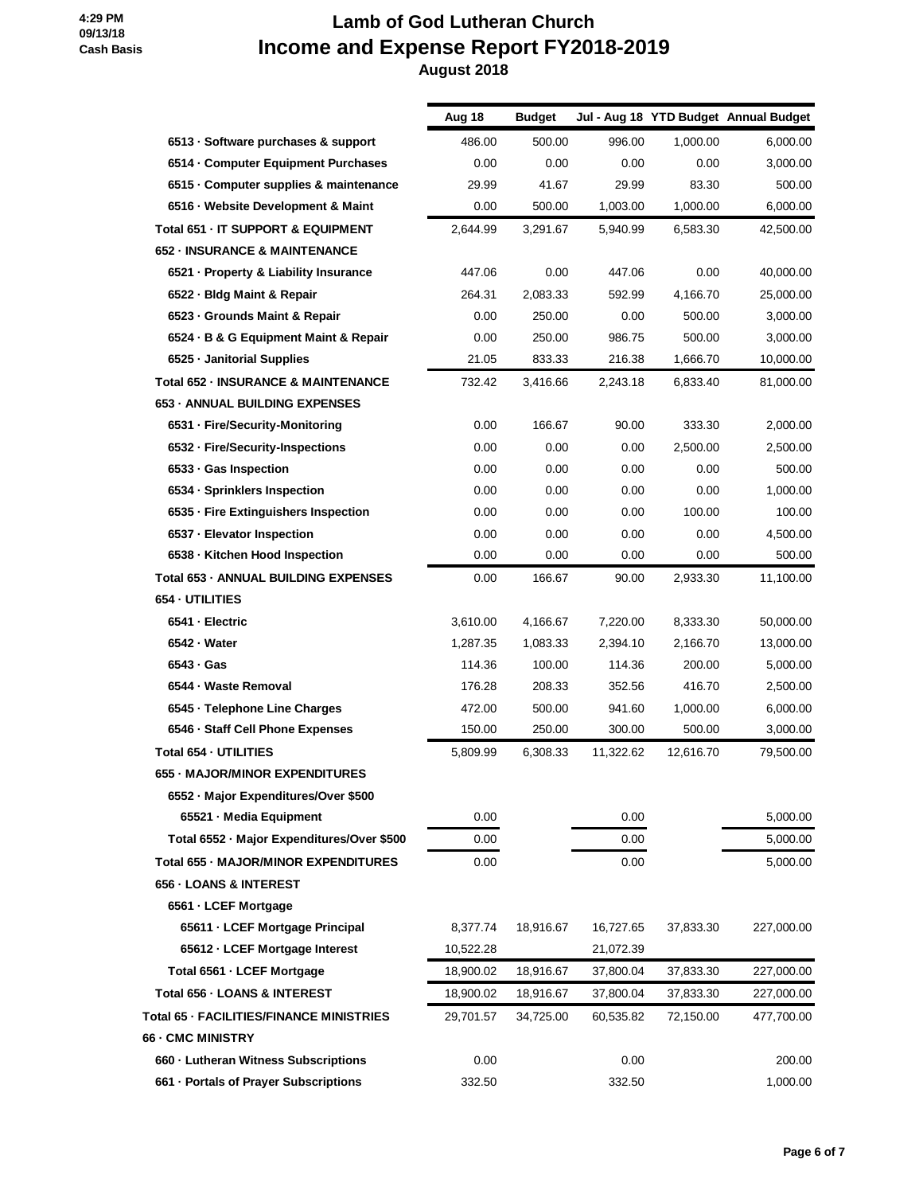# Lamb of God Lutheran Church

## Income and Expense Report FY2018-2019

### August 2018

4:29 PM
09/13/18
Cash Basis

| | Aug 18 | Budget | Jul - Aug 18 | YTD Budget | Annual Budget |
|---|---|---|---|---|---|
| 6513 · Software purchases & support | 486.00 | 500.00 | 996.00 | 1,000.00 | 6,000.00 |
| 6514 · Computer Equipment Purchases | 0.00 | 0.00 | 0.00 | 0.00 | 3,000.00 |
| 6515 · Computer supplies & maintenance | 29.99 | 41.67 | 29.99 | 83.30 | 500.00 |
| 6516 · Website Development & Maint | 0.00 | 500.00 | 1,003.00 | 1,000.00 | 6,000.00 |
| Total 651 · IT SUPPORT & EQUIPMENT | 2,644.99 | 3,291.67 | 5,940.99 | 6,583.30 | 42,500.00 |
| 652 · INSURANCE & MAINTENANCE | | | | | |
| 6521 · Property & Liability Insurance | 447.06 | 0.00 | 447.06 | 0.00 | 40,000.00 |
| 6522 · Bldg Maint & Repair | 264.31 | 2,083.33 | 592.99 | 4,166.70 | 25,000.00 |
| 6523 · Grounds Maint & Repair | 0.00 | 250.00 | 0.00 | 500.00 | 3,000.00 |
| 6524 · B & G Equipment Maint & Repair | 0.00 | 250.00 | 986.75 | 500.00 | 3,000.00 |
| 6525 · Janitorial Supplies | 21.05 | 833.33 | 216.38 | 1,666.70 | 10,000.00 |
| Total 652 · INSURANCE & MAINTENANCE | 732.42 | 3,416.66 | 2,243.18 | 6,833.40 | 81,000.00 |
| 653 · ANNUAL BUILDING EXPENSES | | | | | |
| 6531 · Fire/Security-Monitoring | 0.00 | 166.67 | 90.00 | 333.30 | 2,000.00 |
| 6532 · Fire/Security-Inspections | 0.00 | 0.00 | 0.00 | 2,500.00 | 2,500.00 |
| 6533 · Gas Inspection | 0.00 | 0.00 | 0.00 | 0.00 | 500.00 |
| 6534 · Sprinklers Inspection | 0.00 | 0.00 | 0.00 | 0.00 | 1,000.00 |
| 6535 · Fire Extinguishers Inspection | 0.00 | 0.00 | 0.00 | 100.00 | 100.00 |
| 6537 · Elevator Inspection | 0.00 | 0.00 | 0.00 | 0.00 | 4,500.00 |
| 6538 · Kitchen Hood Inspection | 0.00 | 0.00 | 0.00 | 0.00 | 500.00 |
| Total 653 · ANNUAL BUILDING EXPENSES | 0.00 | 166.67 | 90.00 | 2,933.30 | 11,100.00 |
| 654 · UTILITIES | | | | | |
| 6541 · Electric | 3,610.00 | 4,166.67 | 7,220.00 | 8,333.30 | 50,000.00 |
| 6542 · Water | 1,287.35 | 1,083.33 | 2,394.10 | 2,166.70 | 13,000.00 |
| 6543 · Gas | 114.36 | 100.00 | 114.36 | 200.00 | 5,000.00 |
| 6544 · Waste Removal | 176.28 | 208.33 | 352.56 | 416.70 | 2,500.00 |
| 6545 · Telephone Line Charges | 472.00 | 500.00 | 941.60 | 1,000.00 | 6,000.00 |
| 6546 · Staff Cell Phone Expenses | 150.00 | 250.00 | 300.00 | 500.00 | 3,000.00 |
| Total 654 · UTILITIES | 5,809.99 | 6,308.33 | 11,322.62 | 12,616.70 | 79,500.00 |
| 655 · MAJOR/MINOR EXPENDITURES | | | | | |
| 6552 · Major Expenditures/Over $500 | | | | | |
| 65521 · Media Equipment | 0.00 | | 0.00 | | 5,000.00 |
| Total 6552 · Major Expenditures/Over $500 | 0.00 | | 0.00 | | 5,000.00 |
| Total 655 · MAJOR/MINOR EXPENDITURES | 0.00 | | 0.00 | | 5,000.00 |
| 656 · LOANS & INTEREST | | | | | |
| 6561 · LCEF Mortgage | | | | | |
| 65611 · LCEF Mortgage Principal | 8,377.74 | 18,916.67 | 16,727.65 | 37,833.30 | 227,000.00 |
| 65612 · LCEF Mortgage Interest | 10,522.28 | | 21,072.39 | | |
| Total 6561 · LCEF Mortgage | 18,900.02 | 18,916.67 | 37,800.04 | 37,833.30 | 227,000.00 |
| Total 656 · LOANS & INTEREST | 18,900.02 | 18,916.67 | 37,800.04 | 37,833.30 | 227,000.00 |
| Total 65 · FACILITIES/FINANCE MINISTRIES | 29,701.57 | 34,725.00 | 60,535.82 | 72,150.00 | 477,700.00 |
| 66 · CMC MINISTRY | | | | | |
| 660 · Lutheran Witness Subscriptions | 0.00 | | 0.00 | | 200.00 |
| 661 · Portals of Prayer Subscriptions | 332.50 | | 332.50 | | 1,000.00 |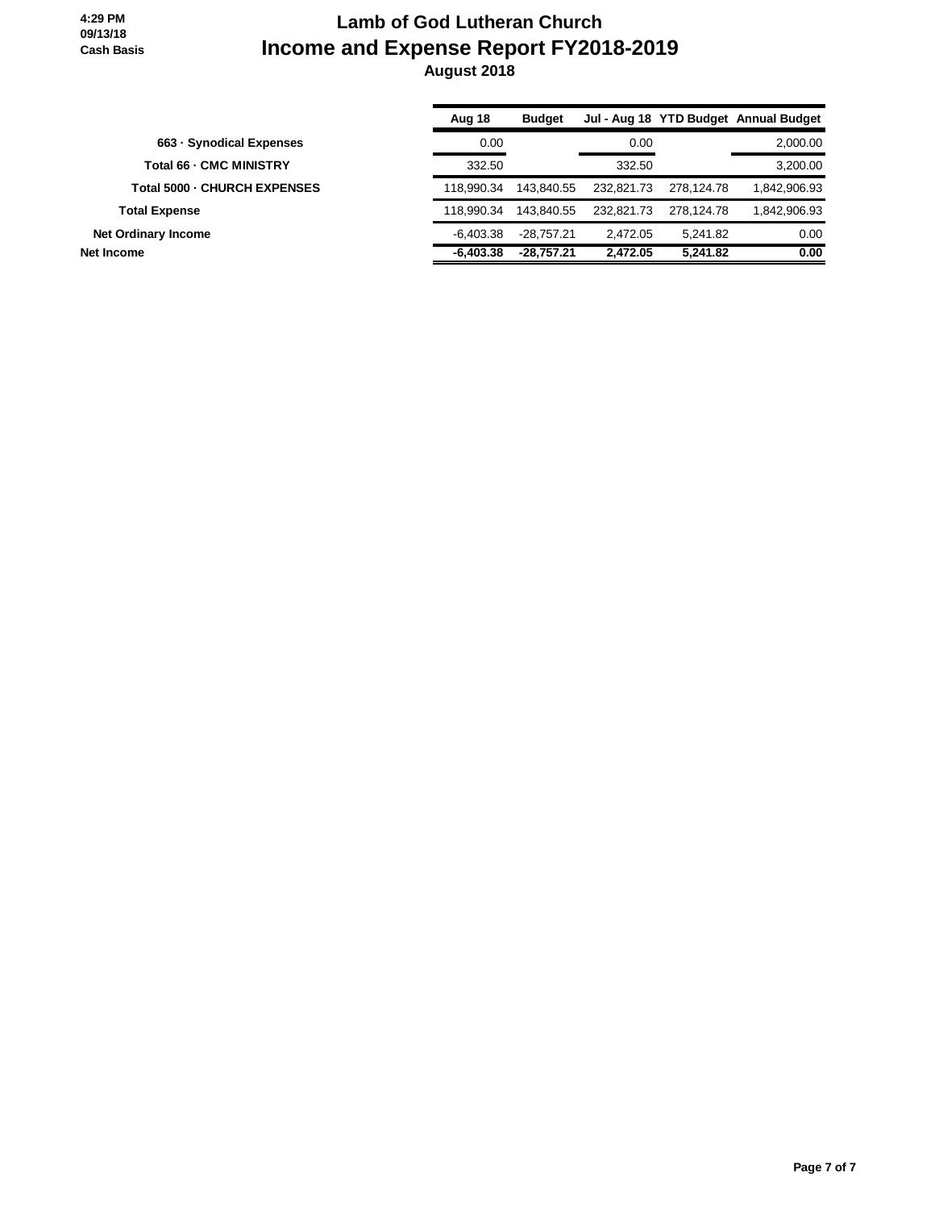4:29 PM
09/13/18
Cash Basis

# Lamb of God Lutheran Church
## Income and Expense Report FY2018-2019
### August 2018

| | Aug 18 | Budget | Jul - Aug 18 | YTD Budget | Annual Budget |
|---|---|---|---|---|---|
| 663 · Synodical Expenses | 0.00 | | 0.00 | | 2,000.00 |
| Total 66 · CMC MINISTRY | 332.50 | | 332.50 | | 3,200.00 |
| Total 5000 · CHURCH EXPENSES | 118,990.34 | 143,840.55 | 232,821.73 | 278,124.78 | 1,842,906.93 |
| Total Expense | 118,990.34 | 143,840.55 | 232,821.73 | 278,124.78 | 1,842,906.93 |
| Net Ordinary Income | -6,403.38 | -28,757.21 | 2,472.05 | 5,241.82 | 0.00 |
| **Net Income** | **-6,403.38** | **-28,757.21** | **2,472.05** | **5,241.82** | **0.00** |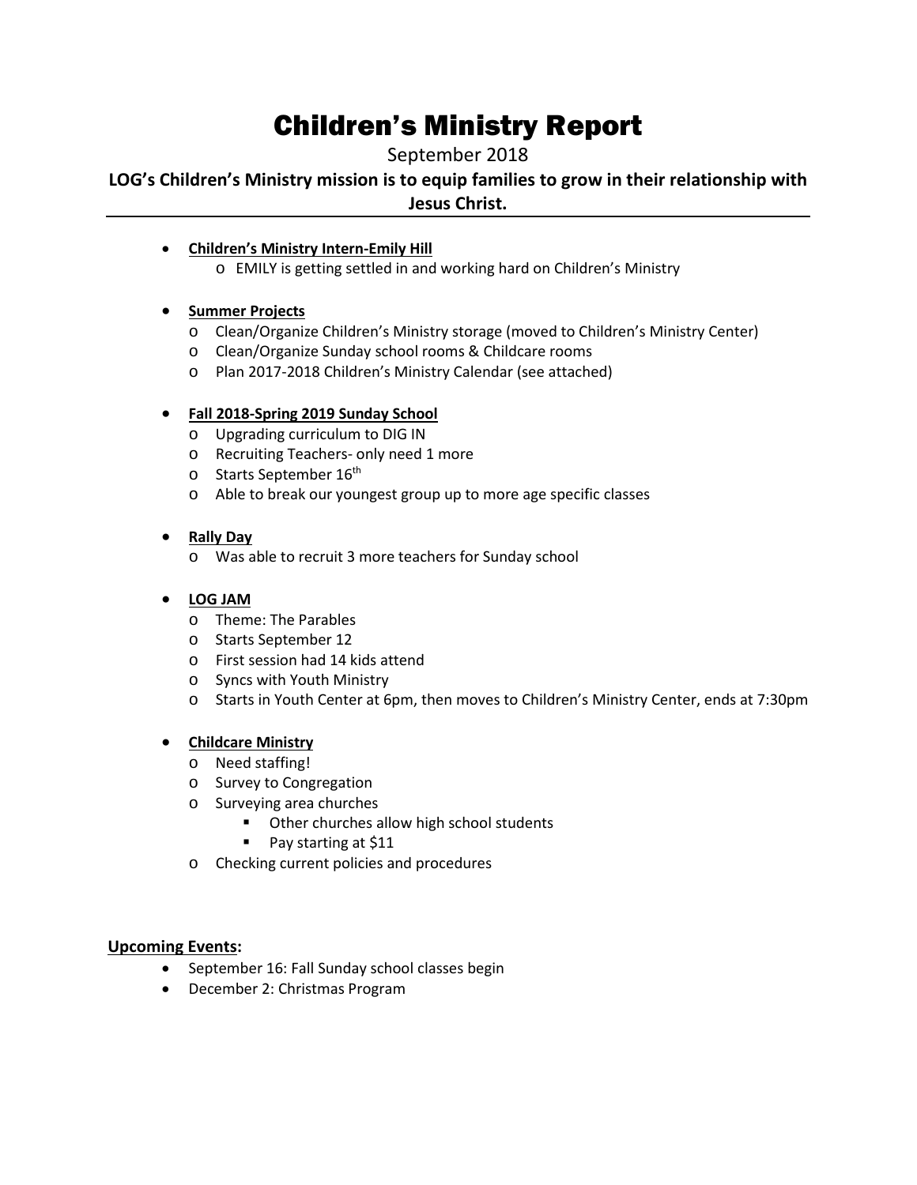# Children's Ministry Report

September 2018

**LOG's Children's Ministry mission is to equip families to grow in their relationship with Jesus Christ.**

- **Children's Ministry Intern-Emily Hill**
  - EMILY is getting settled in and working hard on Children's Ministry

- **Summer Projects**
  - Clean/Organize Children's Ministry storage (moved to Children's Ministry Center)
  - Clean/Organize Sunday school rooms & Childcare rooms
  - Plan 2017-2018 Children's Ministry Calendar (see attached)

- **Fall 2018-Spring 2019 Sunday School**
  - Upgrading curriculum to DIG IN
  - Recruiting Teachers- only need 1 more
  - Starts September 16th
  - Able to break our youngest group up to more age specific classes

- **Rally Day**
  - Was able to recruit 3 more teachers for Sunday school

- **LOG JAM**
  - Theme: The Parables
  - Starts September 12
  - First session had 14 kids attend
  - Syncs with Youth Ministry
  - Starts in Youth Center at 6pm, then moves to Children's Ministry Center, ends at 7:30pm

- **Childcare Ministry**
  - Need staffing!
  - Survey to Congregation
  - Surveying area churches
    - Other churches allow high school students
    - Pay starting at $11
  - Checking current policies and procedures

**Upcoming Events:**

- September 16: Fall Sunday school classes begin
- December 2: Christmas Program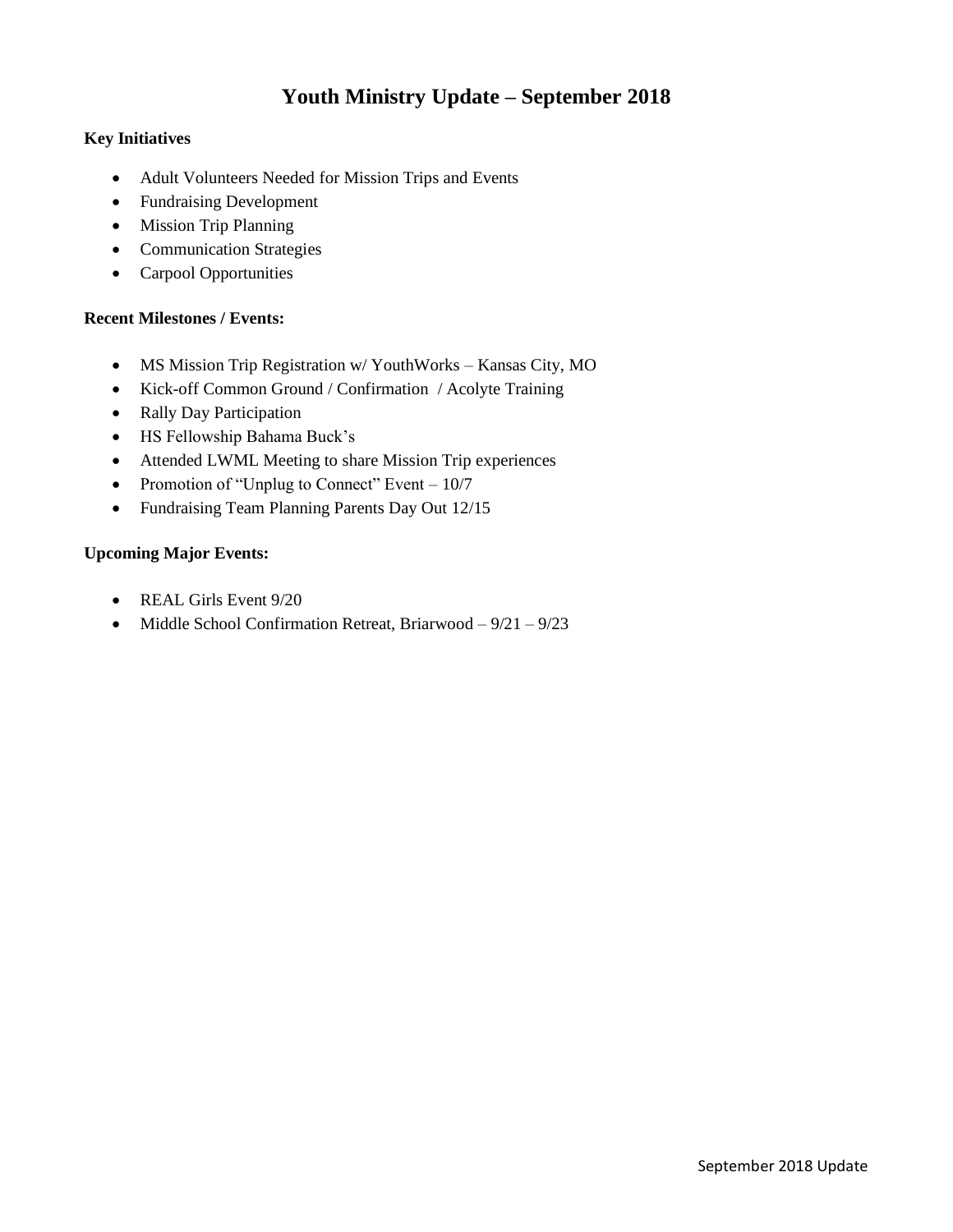# Youth Ministry Update – September 2018

**Key Initiatives**

- Adult Volunteers Needed for Mission Trips and Events
- Fundraising Development
- Mission Trip Planning
- Communication Strategies
- Carpool Opportunities

**Recent Milestones / Events:**

- MS Mission Trip Registration w/ YouthWorks – Kansas City, MO
- Kick-off Common Ground / Confirmation / Acolyte Training
- Rally Day Participation
- HS Fellowship Bahama Buck's
- Attended LWML Meeting to share Mission Trip experiences
- Promotion of "Unplug to Connect" Event – 10/7
- Fundraising Team Planning Parents Day Out 12/15

**Upcoming Major Events:**

- REAL Girls Event 9/20
- Middle School Confirmation Retreat, Briarwood – 9/21 – 9/23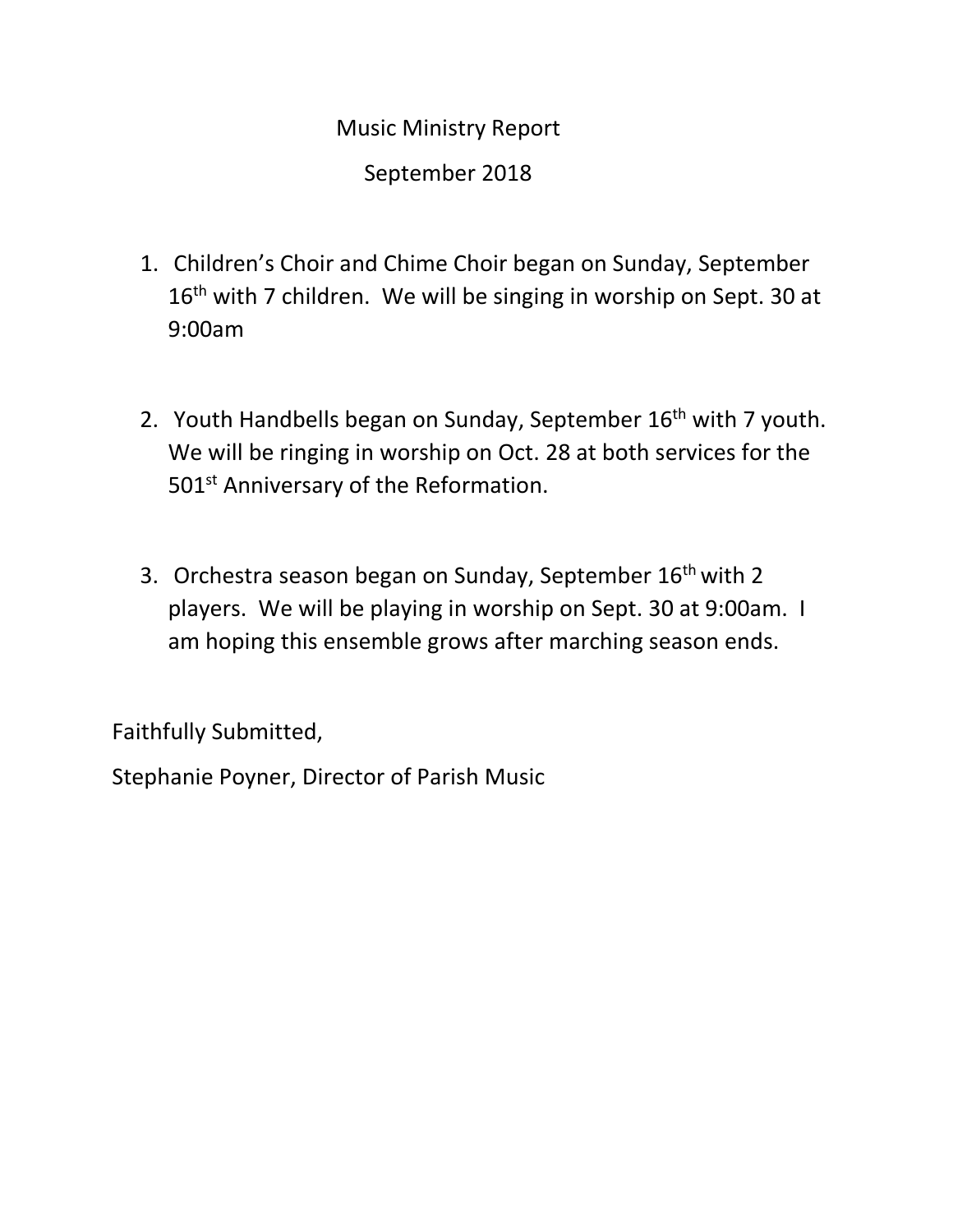# Music Ministry Report

## September 2018

1. Children's Choir and Chime Choir began on Sunday, September 16th with 7 children. We will be singing in worship on Sept. 30 at 9:00am

2. Youth Handbells began on Sunday, September 16th with 7 youth. We will be ringing in worship on Oct. 28 at both services for the 501st Anniversary of the Reformation.

3. Orchestra season began on Sunday, September 16th with 2 players. We will be playing in worship on Sept. 30 at 9:00am. I am hoping this ensemble grows after marching season ends.

Faithfully Submitted,

Stephanie Poyner, Director of Parish Music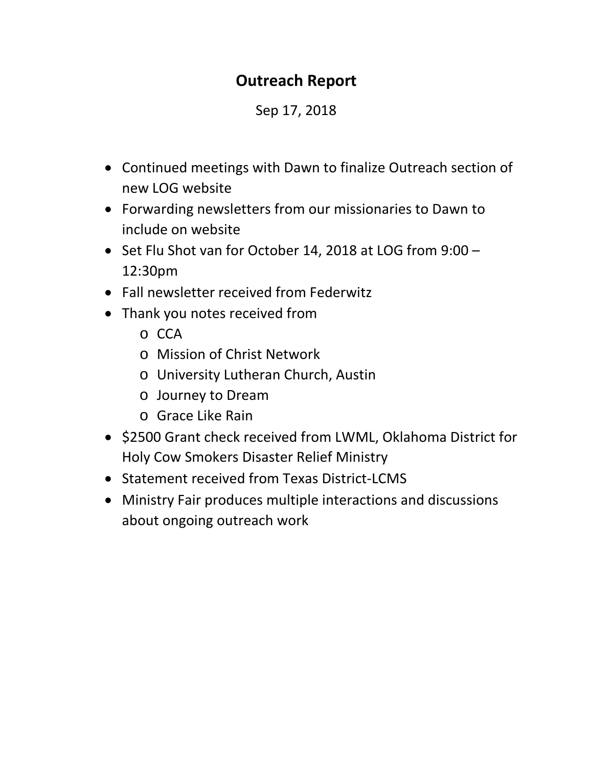# Outreach Report

Sep 17, 2018

- Continued meetings with Dawn to finalize Outreach section of new LOG website
- Forwarding newsletters from our missionaries to Dawn to include on website
- Set Flu Shot van for October 14, 2018 at LOG from 9:00 – 12:30pm
- Fall newsletter received from Federwitz
- Thank you notes received from
  - CCA
  - Mission of Christ Network
  - University Lutheran Church, Austin
  - Journey to Dream
  - Grace Like Rain
- $2500 Grant check received from LWML, Oklahoma District for Holy Cow Smokers Disaster Relief Ministry
- Statement received from Texas District-LCMS
- Ministry Fair produces multiple interactions and discussions about ongoing outreach work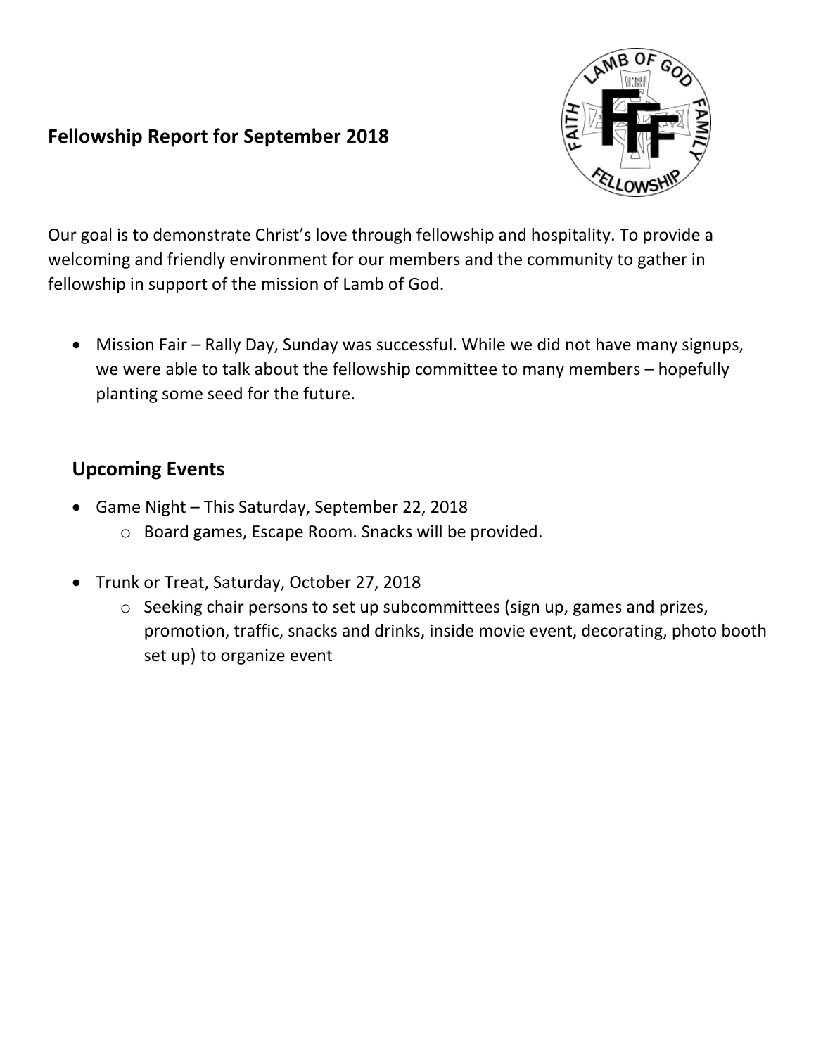**Fellowship Report for September 2018**

Our goal is to demonstrate Christ's love through fellowship and hospitality. To provide a welcoming and friendly environment for our members and the community to gather in fellowship in support of the mission of Lamb of God.

- Mission Fair – Rally Day, Sunday was successful. While we did not have many signups, we were able to talk about the fellowship committee to many members – hopefully planting some seed for the future.

## Upcoming Events

- Game Night – This Saturday, September 22, 2018
  - Board games, Escape Room. Snacks will be provided.

- Trunk or Treat, Saturday, October 27, 2018
  - Seeking chair persons to set up subcommittees (sign up, games and prizes, promotion, traffic, snacks and drinks, inside movie event, decorating, photo booth set up) to organize event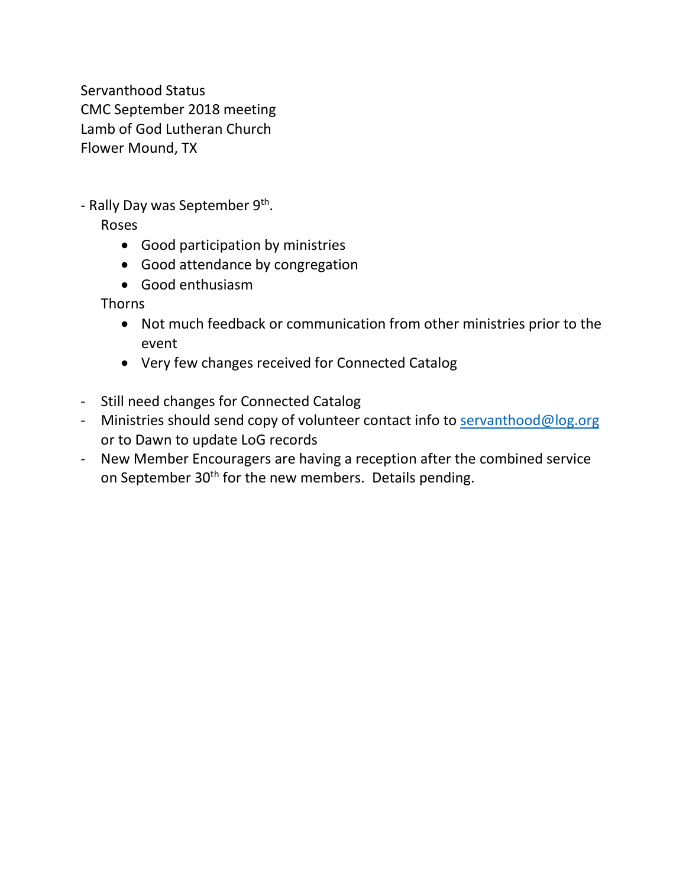Servanthood Status
CMC September 2018 meeting
Lamb of God Lutheran Church
Flower Mound, TX

- Rally Day was September 9th.
  - Roses
    - Good participation by ministries
    - Good attendance by congregation
    - Good enthusiasm
  - Thorns
    - Not much feedback or communication from other ministries prior to the event
    - Very few changes received for Connected Catalog

- Still need changes for Connected Catalog
- Ministries should send copy of volunteer contact info to servanthood@log.org or to Dawn to update LoG records
- New Member Encouragers are having a reception after the combined service on September 30th for the new members. Details pending.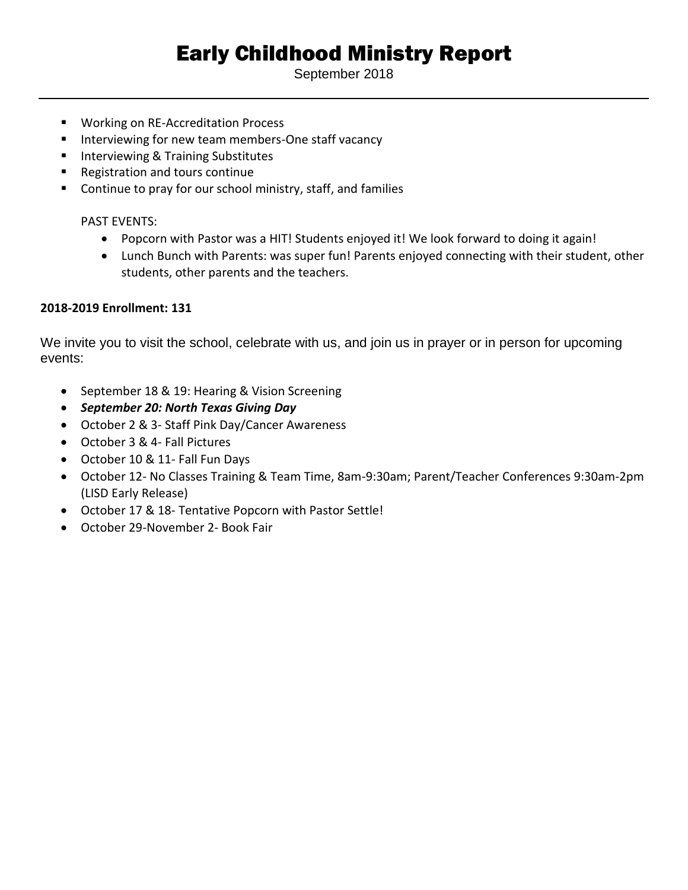# Early Childhood Ministry Report

September 2018

---

- Working on RE-Accreditation Process
- Interviewing for new team members-One staff vacancy
- Interviewing & Training Substitutes
- Registration and tours continue
- Continue to pray for our school ministry, staff, and families

PAST EVENTS:

- Popcorn with Pastor was a HIT! Students enjoyed it! We look forward to doing it again!
- Lunch Bunch with Parents: was super fun! Parents enjoyed connecting with their student, other students, other parents and the teachers.

**2018-2019 Enrollment: 131**

We invite you to visit the school, celebrate with us, and join us in prayer or in person for upcoming events:

- September 18 & 19: Hearing & Vision Screening
- ***September 20: North Texas Giving Day***
- October 2 & 3- Staff Pink Day/Cancer Awareness
- October 3 & 4- Fall Pictures
- October 10 & 11- Fall Fun Days
- October 12- No Classes Training & Team Time, 8am-9:30am; Parent/Teacher Conferences 9:30am-2pm (LISD Early Release)
- October 17 & 18- Tentative Popcorn with Pastor Settle!
- October 29-November 2- Book Fair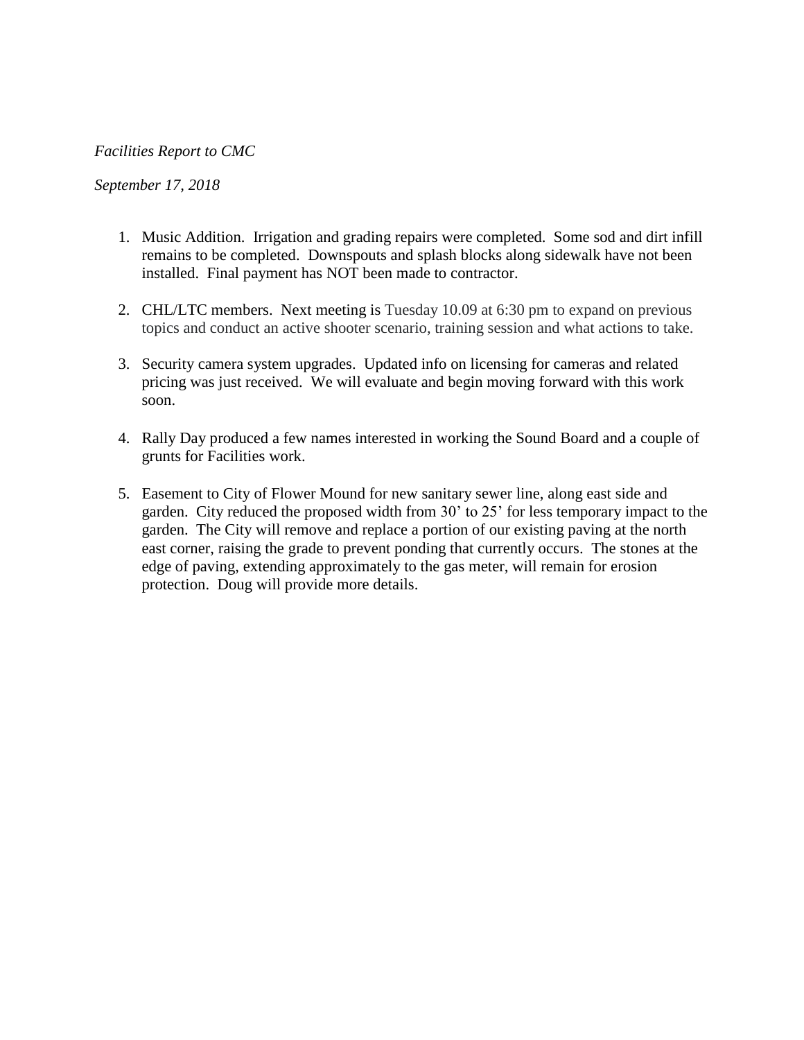*Facilities Report to CMC*

*September 17, 2018*

1. Music Addition. Irrigation and grading repairs were completed. Some sod and dirt infill remains to be completed. Downspouts and splash blocks along sidewalk have not been installed. Final payment has NOT been made to contractor.

2. CHL/LTC members. Next meeting is Tuesday 10.09 at 6:30 pm to expand on previous topics and conduct an active shooter scenario, training session and what actions to take.

3. Security camera system upgrades. Updated info on licensing for cameras and related pricing was just received. We will evaluate and begin moving forward with this work soon.

4. Rally Day produced a few names interested in working the Sound Board and a couple of grunts for Facilities work.

5. Easement to City of Flower Mound for new sanitary sewer line, along east side and garden. City reduced the proposed width from 30' to 25' for less temporary impact to the garden. The City will remove and replace a portion of our existing paving at the north east corner, raising the grade to prevent ponding that currently occurs. The stones at the edge of paving, extending approximately to the gas meter, will remain for erosion protection. Doug will provide more details.